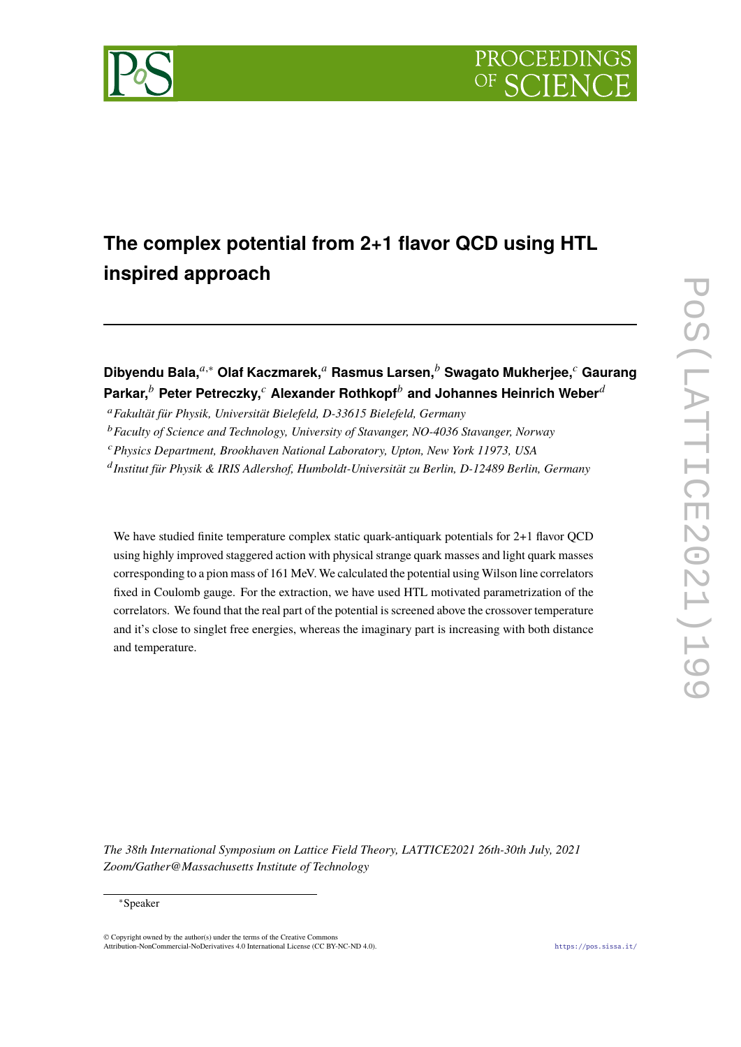# The complex potential from 2+1 flavor QCD using HTL inspired approach

**Dibyendu Bala,**[a,*] **Olaf Kaczmarek,**[a] **Rasmus Larsen,**[b] **Swagato Mukherjee,**[c] **Gaurang Parkar,**[b] **Peter Petreczky,**[c] **Alexander Rothkopf**[b] **and Johannes Heinrich Weber**[d]

[a] *Fakultät für Physik, Universität Bielefeld, D-33615 Bielefeld, Germany*

[b] *Faculty of Science and Technology, University of Stavanger, NO-4036 Stavanger, Norway*

[c] *Physics Department, Brookhaven National Laboratory, Upton, New York 11973, USA*

[d] *Institut für Physik & IRIS Adlershof, Humboldt-Universität zu Berlin, D-12489 Berlin, Germany*

We have studied finite temperature complex static quark-antiquark potentials for 2+1 flavor QCD using highly improved staggered action with physical strange quark masses and light quark masses corresponding to a pion mass of 161 MeV. We calculated the potential using Wilson line correlators fixed in Coulomb gauge. For the extraction, we have used HTL motivated parametrization of the correlators. We found that the real part of the potential is screened above the crossover temperature and it's close to singlet free energies, whereas the imaginary part is increasing with both distance and temperature.

*The 38th International Symposium on Lattice Field Theory, LATTICE2021 26th-30th July, 2021 Zoom/Gather@Massachusetts Institute of Technology*

[*] Speaker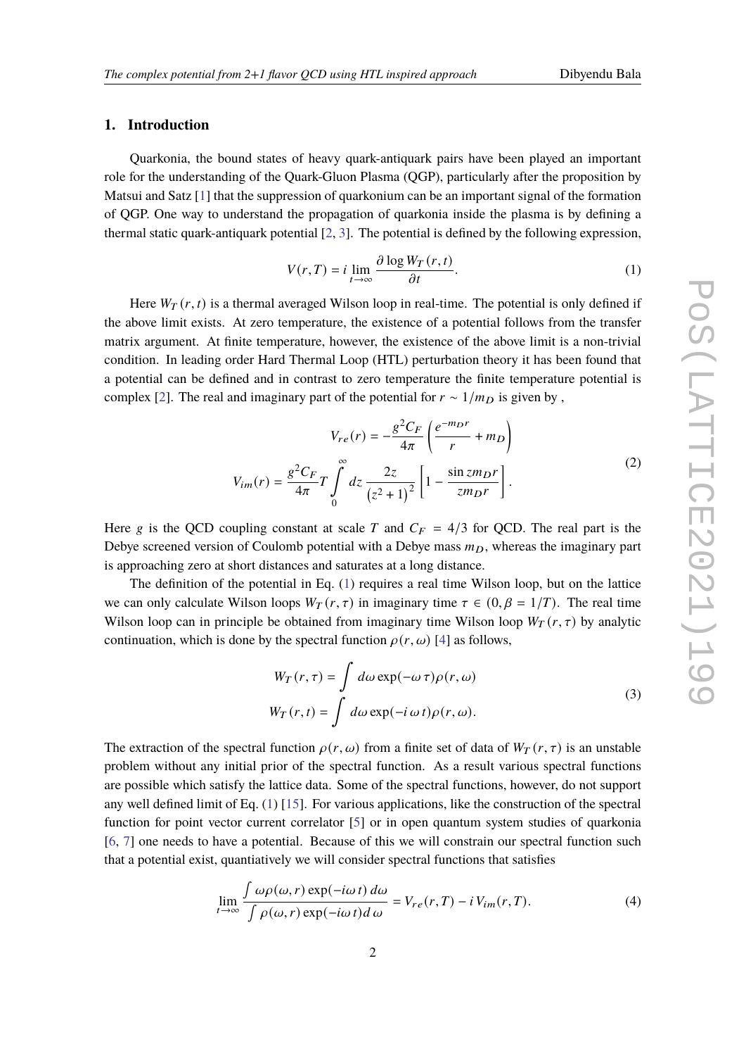## 1. Introduction

Quarkonia, the bound states of heavy quark-antiquark pairs have been played an important role for the understanding of the Quark-Gluon Plasma (QGP), particularly after the proposition by Matsui and Satz [1] that the suppression of quarkonium can be an important signal of the formation of QGP. One way to understand the propagation of quarkonia inside the plasma is by defining a thermal static quark-antiquark potential [2, 3]. The potential is defined by the following expression,

$$V(r,T) = i \lim_{t\to\infty} \frac{\partial \log W_T(r,t)}{\partial t}. \tag{1}$$

Here $W_T(r,t)$ is a thermal averaged Wilson loop in real-time. The potential is only defined if the above limit exists. At zero temperature, the existence of a potential follows from the transfer matrix argument. At finite temperature, however, the existence of the above limit is a non-trivial condition. In leading order Hard Thermal Loop (HTL) perturbation theory it has been found that a potential can be defined and in contrast to zero temperature the finite temperature potential is complex [2]. The real and imaginary part of the potential for $r \sim 1/m_D$ is given by ,

$$\begin{aligned} V_{re}(r) &= -\frac{g^2 C_F}{4\pi}\left(\frac{e^{-m_D r}}{r} + m_D\right) \\ V_{im}(r) &= \frac{g^2 C_F}{4\pi} T \int_0^\infty dz\, \frac{2z}{\left(z^2+1\right)^2}\left[1 - \frac{\sin z m_D r}{z m_D r}\right]. \end{aligned} \tag{2}$$

Here $g$ is the QCD coupling constant at scale $T$ and $C_F = 4/3$ for QCD. The real part is the Debye screened version of Coulomb potential with a Debye mass $m_D$, whereas the imaginary part is approaching zero at short distances and saturates at a long distance.

The definition of the potential in Eq. (1) requires a real time Wilson loop, but on the lattice we can only calculate Wilson loops $W_T(r,\tau)$ in imaginary time $\tau \in (0, \beta = 1/T)$. The real time Wilson loop can in principle be obtained from imaginary time Wilson loop $W_T(r,\tau)$ by analytic continuation, which is done by the spectral function $\rho(r,\omega)$ [4] as follows,

$$\begin{aligned} W_T(r,\tau) &= \int d\omega \exp(-\omega\,\tau)\rho(r,\omega) \\ W_T(r,t) &= \int d\omega \exp(-i\,\omega\,t)\rho(r,\omega). \end{aligned} \tag{3}$$

The extraction of the spectral function $\rho(r,\omega)$ from a finite set of data of $W_T(r,\tau)$ is an unstable problem without any initial prior of the spectral function. As a result various spectral functions are possible which satisfy the lattice data. Some of the spectral functions, however, do not support any well defined limit of Eq. (1) [15]. For various applications, like the construction of the spectral function for point vector current correlator [5] or in open quantum system studies of quarkonia [6, 7] one needs to have a potential. Because of this we will constrain our spectral function such that a potential exist, quantiatively we will consider spectral functions that satisfies

$$\lim_{t\to\infty} \frac{\int \omega\rho(\omega,r)\exp(-i\omega\,t)\,d\omega}{\int \rho(\omega,r)\exp(-i\omega\,t)d\,\omega} = V_{re}(r,T) - i\,V_{im}(r,T). \tag{4}$$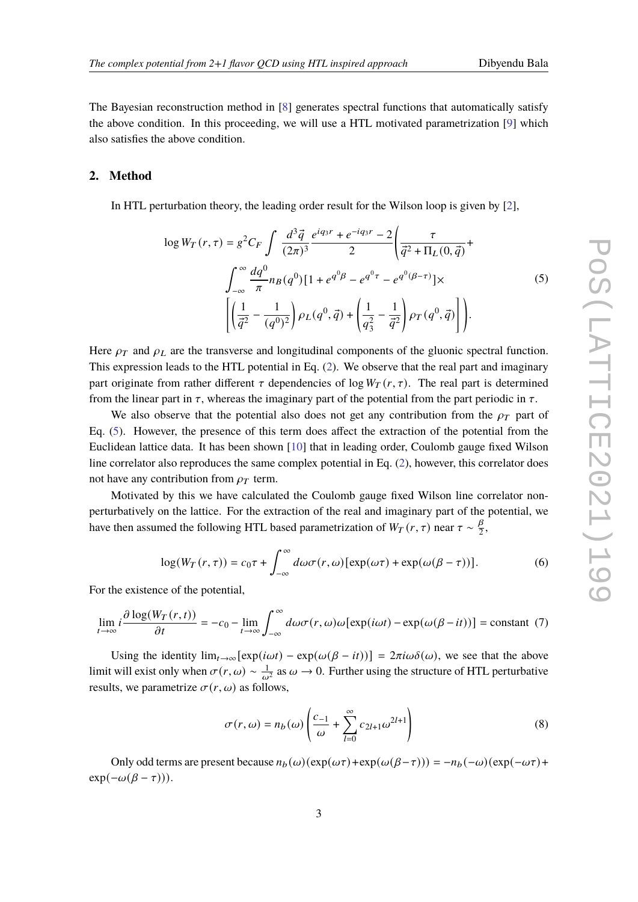The Bayesian reconstruction method in [8] generates spectral functions that automatically satisfy the above condition. In this proceeding, we will use a HTL motivated parametrization [9] which also satisfies the above condition.

## 2. Method

In HTL perturbation theory, the leading order result for the Wilson loop is given by [2],

$$
\begin{aligned}
\log W_T(r,\tau) = g^2 C_F \int \frac{d^3\vec{q}}{(2\pi)^3} \frac{e^{iq_3 r} + e^{-iq_3 r} - 2}{2} \Bigg( & \frac{\tau}{\vec{q}^2 + \Pi_L(0,\vec{q})} + \\
& \int_{-\infty}^{\infty} \frac{dq^0}{\pi} n_B(q^0)[1 + e^{q^0\beta} - e^{q^0\tau} - e^{q^0(\beta-\tau)}] \times \\
& \left[ \left( \frac{1}{\vec{q}^2} - \frac{1}{(q^0)^2} \right) \rho_L(q^0,\vec{q}) + \left( \frac{1}{q_3^2} - \frac{1}{\vec{q}^2} \right) \rho_T(q^0,\vec{q}) \right] \Bigg).
\end{aligned} \tag{5}
$$

Here $\rho_T$ and $\rho_L$ are the transverse and longitudinal components of the gluonic spectral function. This expression leads to the HTL potential in Eq. (2). We observe that the real part and imaginary part originate from rather different $\tau$ dependencies of $\log W_T(r,\tau)$. The real part is determined from the linear part in $\tau$, whereas the imaginary part of the potential from the part periodic in $\tau$.

We also observe that the potential also does not get any contribution from the $\rho_T$ part of Eq. (5). However, the presence of this term does affect the extraction of the potential from the Euclidean lattice data. It has been shown [10] that in leading order, Coulomb gauge fixed Wilson line correlator also reproduces the same complex potential in Eq. (2), however, this correlator does not have any contribution from $\rho_T$ term.

Motivated by this we have calculated the Coulomb gauge fixed Wilson line correlator non-perturbatively on the lattice. For the extraction of the real and imaginary part of the potential, we have then assumed the following HTL based parametrization of $W_T(r,\tau)$ near $\tau \sim \frac{\beta}{2}$,

$$
\log(W_T(r,\tau)) = c_0\tau + \int_{-\infty}^{\infty} d\omega\sigma(r,\omega)[\exp(\omega\tau) + \exp(\omega(\beta-\tau))]. \tag{6}
$$

For the existence of the potential,

$$
\lim_{t\to\infty} i\frac{\partial \log(W_T(r,t))}{\partial t} = -c_0 - \lim_{t\to\infty} \int_{-\infty}^{\infty} d\omega\sigma(r,\omega)\omega[\exp(i\omega t) - \exp(\omega(\beta - it))] = \text{constant} \tag{7}
$$

Using the identity $\lim_{t\to\infty}[\exp(i\omega t) - \exp(\omega(\beta - it))] = 2\pi i\omega\delta(\omega)$, we see that the above limit will exist only when $\sigma(r,\omega) \sim \frac{1}{\omega^2}$ as $\omega \to 0$. Further using the structure of HTL perturbative results, we parametrize $\sigma(r,\omega)$ as follows,

$$
\sigma(r,\omega) = n_b(\omega)\left( \frac{c_{-1}}{\omega} + \sum_{l=0}^{\infty} c_{2l+1}\omega^{2l+1} \right) \tag{8}
$$

Only odd terms are present because $n_b(\omega)(\exp(\omega\tau)+\exp(\omega(\beta-\tau))) = -n_b(-\omega)(\exp(-\omega\tau)+\exp(-\omega(\beta-\tau)))$.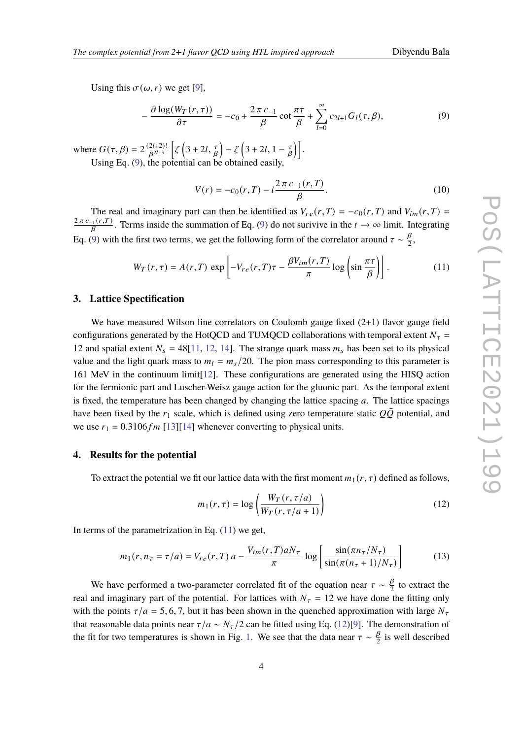Using this $\sigma(\omega, r)$ we get [9],

$$- \frac{\partial \log(W_T(r,\tau))}{\partial \tau} = -c_0 + \frac{2\pi\, c_{-1}}{\beta} \cot\frac{\pi\tau}{\beta} + \sum_{l=0}^{\infty} c_{2l+1} G_l(\tau, \beta), \tag{9}$$

where $G(\tau,\beta) = 2\frac{(2l+2)!}{\beta^{2l+3}}\left[\zeta\left(3+2l, \frac{\tau}{\beta}\right) - \zeta\left(3+2l, 1-\frac{\tau}{\beta}\right)\right]$.

Using Eq. (9), the potential can be obtained easily,

$$V(r) = -c_0(r,T) - i\frac{2\pi\, c_{-1}(r,T)}{\beta}. \tag{10}$$

The real and imaginary part can then be identified as $V_{re}(r,T) = -c_0(r,T)$ and $V_{im}(r,T) = \frac{2\pi c_{-1}(r,T)}{\beta}$. Terms inside the summation of Eq. (9) do not surivive in the $t \to \infty$ limit. Integrating Eq. (9) with the first two terms, we get the following form of the correlator around $\tau \sim \frac{\beta}{2}$,

$$W_T(r,\tau) = A(r,T)\, \exp\left[-V_{re}(r,T)\tau - \frac{\beta V_{im}(r,T)}{\pi}\log\left(\sin\frac{\pi\tau}{\beta}\right)\right]. \tag{11}$$

## 3. Lattice Specification

We have measured Wilson line correlators on Coulomb gauge fixed (2+1) flavor gauge field configurations generated by the HotQCD and TUMQCD collaborations with temporal extent $N_\tau = 12$ and spatial extent $N_s = 48$[11, 12, 14]. The strange quark mass $m_s$ has been set to its physical value and the light quark mass to $m_l = m_s/20$. The pion mass corresponding to this parameter is 161 MeV in the continuum limit[12]. These configurations are generated using the HISQ action for the fermionic part and Luscher-Weisz gauge action for the gluonic part. As the temporal extent is fixed, the temperature has been changed by changing the lattice spacing $a$. The lattice spacings have been fixed by the $r_1$ scale, which is defined using zero temperature static $Q\bar{Q}$ potential, and we use $r_1 = 0.3106 fm$ [13][14] whenever converting to physical units.

## 4. Results for the potential

To extract the potential we fit our lattice data with the first moment $m_1(r,\tau)$ defined as follows,

$$m_1(r,\tau) = \log\left(\frac{W_T(r,\tau/a)}{W_T(r,\tau/a+1)}\right) \tag{12}$$

In terms of the parametrization in Eq. (11) we get,

$$m_1(r, n_\tau = \tau/a) = V_{re}(r,T)\, a - \frac{V_{im}(r,T) a N_\tau}{\pi}\, \log\left[\frac{\sin(\pi n_\tau/N_\tau)}{\sin(\pi(n_\tau+1)/N_\tau)}\right] \tag{13}$$

We have performed a two-parameter correlated fit of the equation near $\tau \sim \frac{\beta}{2}$ to extract the real and imaginary part of the potential. For lattices with $N_\tau = 12$ we have done the fitting only with the points $\tau/a = 5, 6, 7$, but it has been shown in the quenched approximation with large $N_\tau$ that reasonable data points near $\tau/a \sim N_\tau/2$ can be fitted using Eq. (12)[9]. The demonstration of the fit for two temperatures is shown in Fig. 1. We see that the data near $\tau \sim \frac{\beta}{2}$ is well described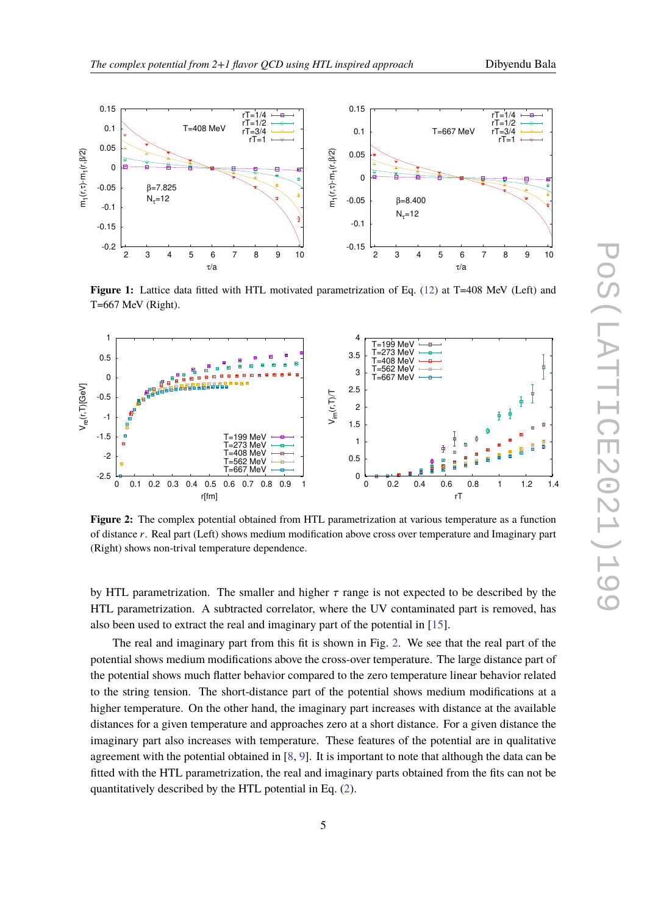**Figure 1:** Lattice data fitted with HTL motivated parametrization of Eq. (12) at T=408 MeV (Left) and T=667 MeV (Right).

**Figure 2:** The complex potential obtained from HTL parametrization at various temperature as a function of distance $r$. Real part (Left) shows medium modification above cross over temperature and Imaginary part (Right) shows non-trival temperature dependence.

by HTL parametrization. The smaller and higher $\tau$ range is not expected to be described by the HTL parametrization. A subtracted correlator, where the UV contaminated part is removed, has also been used to extract the real and imaginary part of the potential in [15].

The real and imaginary part from this fit is shown in Fig. 2. We see that the real part of the potential shows medium modifications above the cross-over temperature. The large distance part of the potential shows much flatter behavior compared to the zero temperature linear behavior related to the string tension. The short-distance part of the potential shows medium modifications at a higher temperature. On the other hand, the imaginary part increases with distance at the available distances for a given temperature and approaches zero at a short distance. For a given distance the imaginary part also increases with temperature. These features of the potential are in qualitative agreement with the potential obtained in [8, 9]. It is important to note that although the data can be fitted with the HTL parametrization, the real and imaginary parts obtained from the fits can not be quantitatively described by the HTL potential in Eq. (2).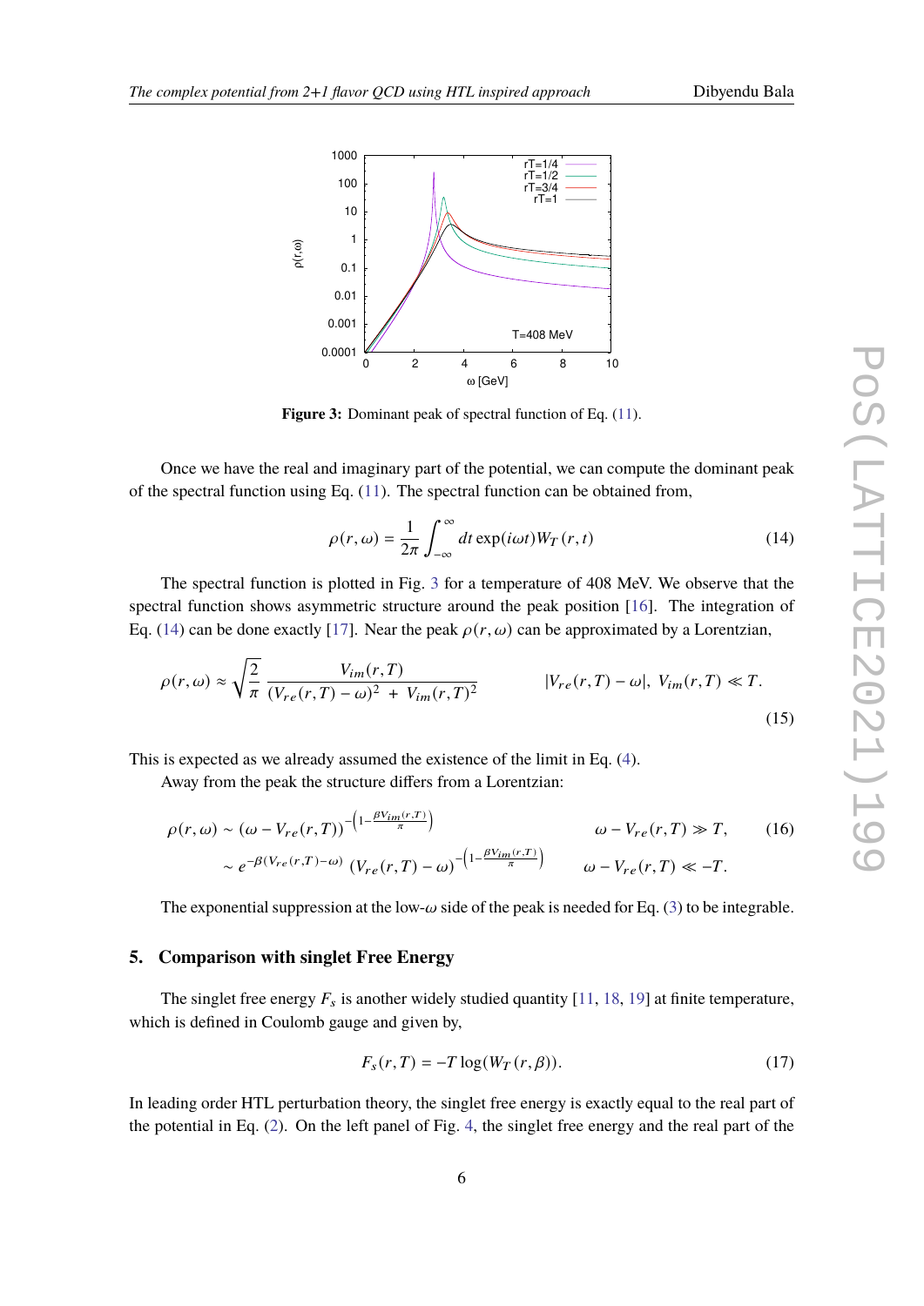**Figure 3:** Dominant peak of spectral function of Eq. (11).

Once we have the real and imaginary part of the potential, we can compute the dominant peak of the spectral function using Eq. (11). The spectral function can be obtained from,

$$\rho(r,\omega) = \frac{1}{2\pi}\int_{-\infty}^{\infty} dt \exp(i\omega t) W_T(r,t) \tag{14}$$

The spectral function is plotted in Fig. 3 for a temperature of 408 MeV. We observe that the spectral function shows asymmetric structure around the peak position [16]. The integration of Eq. (14) can be done exactly [17]. Near the peak $\rho(r,\omega)$ can be approximated by a Lorentzian,

$$\rho(r,\omega) \approx \sqrt{\frac{2}{\pi}} \frac{V_{im}(r,T)}{(V_{re}(r,T)-\omega)^2 + V_{im}(r,T)^2} \qquad |V_{re}(r,T)-\omega|,\ V_{im}(r,T) \ll T. \tag{15}$$

This is expected as we already assumed the existence of the limit in Eq. (4).

Away from the peak the structure differs from a Lorentzian:

$$\begin{aligned} \rho(r,\omega) &\sim (\omega - V_{re}(r,T))^{-\left(1-\frac{\beta V_{im}(r,T)}{\pi}\right)} & \omega - V_{re}(r,T) \gg T, \\ &\sim e^{-\beta(V_{re}(r,T)-\omega)}\,(V_{re}(r,T)-\omega)^{-\left(1-\frac{\beta V_{im}(r,T)}{\pi}\right)} & \omega - V_{re}(r,T) \ll -T. \end{aligned} \tag{16}$$

The exponential suppression at the low-$\omega$ side of the peak is needed for Eq. (3) to be integrable.

## 5. Comparison with singlet Free Energy

The singlet free energy $F_s$ is another widely studied quantity [11, 18, 19] at finite temperature, which is defined in Coulomb gauge and given by,

$$F_s(r,T) = -T\log(W_T(r,\beta)). \tag{17}$$

In leading order HTL perturbation theory, the singlet free energy is exactly equal to the real part of the potential in Eq. (2). On the left panel of Fig. 4, the singlet free energy and the real part of the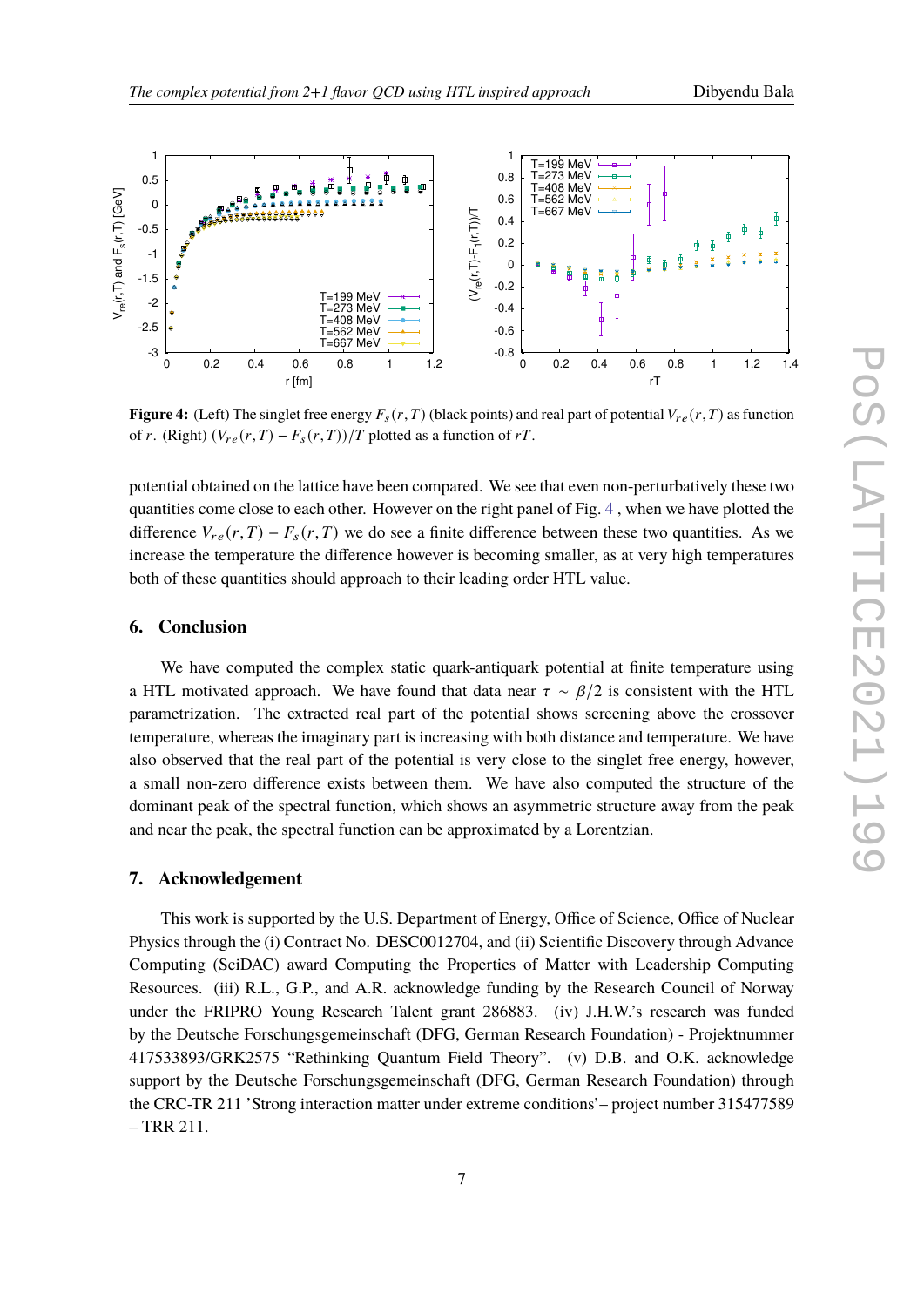**Figure 4:** (Left) The singlet free energy $F_s(r,T)$ (black points) and real part of potential $V_{re}(r,T)$ as function of $r$. (Right) $(V_{re}(r,T) - F_s(r,T))/T$ plotted as a function of $rT$.

potential obtained on the lattice have been compared. We see that even non-perturbatively these two quantities come close to each other. However on the right panel of Fig. 4 , when we have plotted the difference $V_{re}(r,T) - F_s(r,T)$ we do see a finite difference between these two quantities. As we increase the temperature the difference however is becoming smaller, as at very high temperatures both of these quantities should approach to their leading order HTL value.

## 6. Conclusion

We have computed the complex static quark-antiquark potential at finite temperature using a HTL motivated approach. We have found that data near $\tau \sim \beta/2$ is consistent with the HTL parametrization. The extracted real part of the potential shows screening above the crossover temperature, whereas the imaginary part is increasing with both distance and temperature. We have also observed that the real part of the potential is very close to the singlet free energy, however, a small non-zero difference exists between them. We have also computed the structure of the dominant peak of the spectral function, which shows an asymmetric structure away from the peak and near the peak, the spectral function can be approximated by a Lorentzian.

## 7. Acknowledgement

This work is supported by the U.S. Department of Energy, Office of Science, Office of Nuclear Physics through the (i) Contract No. DESC0012704, and (ii) Scientific Discovery through Advance Computing (SciDAC) award Computing the Properties of Matter with Leadership Computing Resources. (iii) R.L., G.P., and A.R. acknowledge funding by the Research Council of Norway under the FRIPRO Young Research Talent grant 286883. (iv) J.H.W.'s research was funded by the Deutsche Forschungsgemeinschaft (DFG, German Research Foundation) - Projektnummer 417533893/GRK2575 "Rethinking Quantum Field Theory". (v) D.B. and O.K. acknowledge support by the Deutsche Forschungsgemeinschaft (DFG, German Research Foundation) through the CRC-TR 211 'Strong interaction matter under extreme conditions'– project number 315477589 – TRR 211.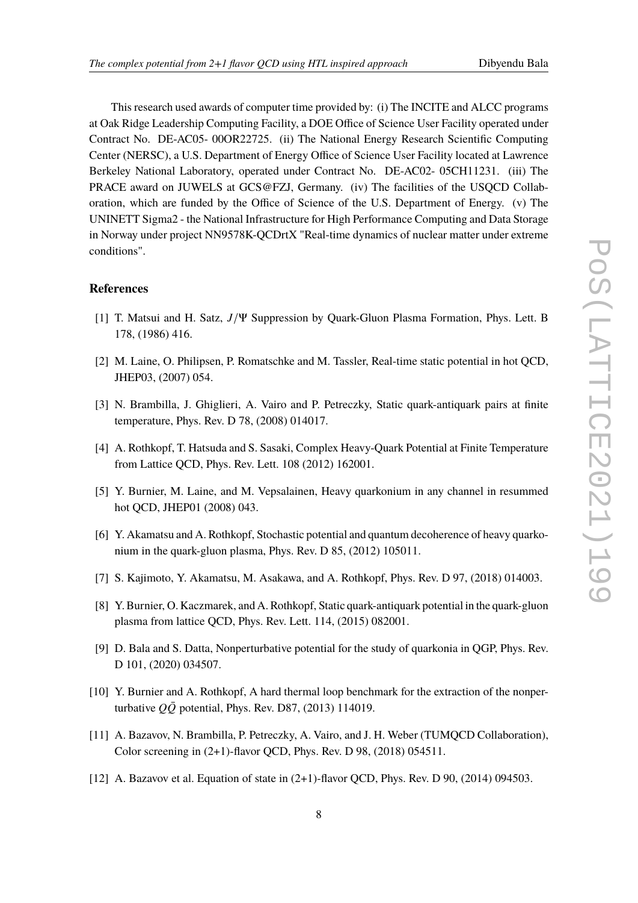This research used awards of computer time provided by: (i) The INCITE and ALCC programs at Oak Ridge Leadership Computing Facility, a DOE Office of Science User Facility operated under Contract No. DE-AC05- 00OR22725. (ii) The National Energy Research Scientific Computing Center (NERSC), a U.S. Department of Energy Office of Science User Facility located at Lawrence Berkeley National Laboratory, operated under Contract No. DE-AC02- 05CH11231. (iii) The PRACE award on JUWELS at GCS@FZJ, Germany. (iv) The facilities of the USQCD Collaboration, which are funded by the Office of Science of the U.S. Department of Energy. (v) The UNINETT Sigma2 - the National Infrastructure for High Performance Computing and Data Storage in Norway under project NN9578K-QCDrtX "Real-time dynamics of nuclear matter under extreme conditions".

## References

[1] T. Matsui and H. Satz, $J/\Psi$ Suppression by Quark-Gluon Plasma Formation, Phys. Lett. B 178, (1986) 416.

[2] M. Laine, O. Philipsen, P. Romatschke and M. Tassler, Real-time static potential in hot QCD, JHEP03, (2007) 054.

[3] N. Brambilla, J. Ghiglieri, A. Vairo and P. Petreczky, Static quark-antiquark pairs at finite temperature, Phys. Rev. D 78, (2008) 014017.

[4] A. Rothkopf, T. Hatsuda and S. Sasaki, Complex Heavy-Quark Potential at Finite Temperature from Lattice QCD, Phys. Rev. Lett. 108 (2012) 162001.

[5] Y. Burnier, M. Laine, and M. Vepsalainen, Heavy quarkonium in any channel in resummed hot QCD, JHEP01 (2008) 043.

[6] Y. Akamatsu and A. Rothkopf, Stochastic potential and quantum decoherence of heavy quarkonium in the quark-gluon plasma, Phys. Rev. D 85, (2012) 105011.

[7] S. Kajimoto, Y. Akamatsu, M. Asakawa, and A. Rothkopf, Phys. Rev. D 97, (2018) 014003.

[8] Y. Burnier, O. Kaczmarek, and A. Rothkopf, Static quark-antiquark potential in the quark-gluon plasma from lattice QCD, Phys. Rev. Lett. 114, (2015) 082001.

[9] D. Bala and S. Datta, Nonperturbative potential for the study of quarkonia in QGP, Phys. Rev. D 101, (2020) 034507.

[10] Y. Burnier and A. Rothkopf, A hard thermal loop benchmark for the extraction of the nonperturbative $Q\bar{Q}$ potential, Phys. Rev. D87, (2013) 114019.

[11] A. Bazavov, N. Brambilla, P. Petreczky, A. Vairo, and J. H. Weber (TUMQCD Collaboration), Color screening in (2+1)-flavor QCD, Phys. Rev. D 98, (2018) 054511.

[12] A. Bazavov et al. Equation of state in (2+1)-flavor QCD, Phys. Rev. D 90, (2014) 094503.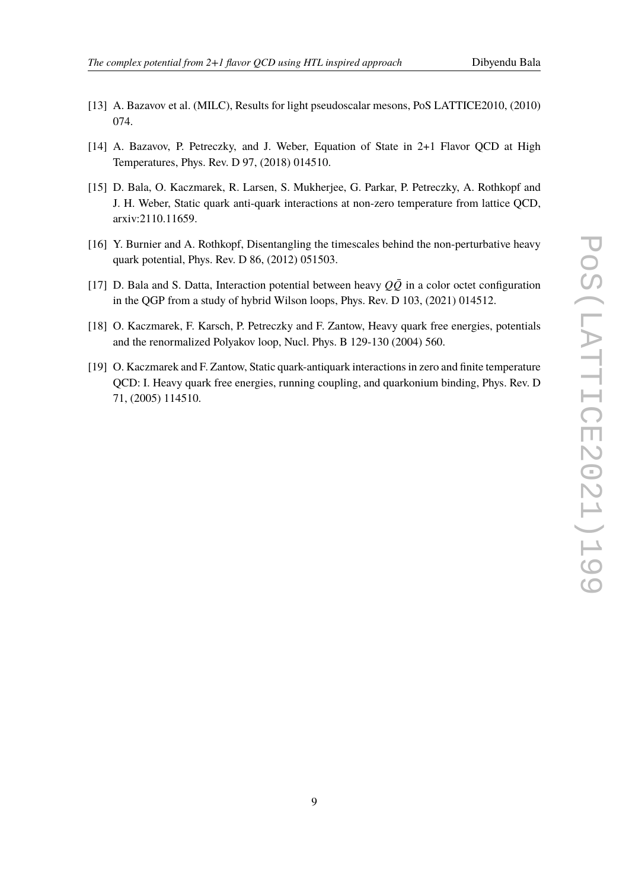[13] A. Bazavov et al. (MILC), Results for light pseudoscalar mesons, PoS LATTICE2010, (2010) 074.

[14] A. Bazavov, P. Petreczky, and J. Weber, Equation of State in 2+1 Flavor QCD at High Temperatures, Phys. Rev. D 97, (2018) 014510.

[15] D. Bala, O. Kaczmarek, R. Larsen, S. Mukherjee, G. Parkar, P. Petreczky, A. Rothkopf and J. H. Weber, Static quark anti-quark interactions at non-zero temperature from lattice QCD, arxiv:2110.11659.

[16] Y. Burnier and A. Rothkopf, Disentangling the timescales behind the non-perturbative heavy quark potential, Phys. Rev. D 86, (2012) 051503.

[17] D. Bala and S. Datta, Interaction potential between heavy $Q\bar{Q}$ in a color octet configuration in the QGP from a study of hybrid Wilson loops, Phys. Rev. D 103, (2021) 014512.

[18] O. Kaczmarek, F. Karsch, P. Petreczky and F. Zantow, Heavy quark free energies, potentials and the renormalized Polyakov loop, Nucl. Phys. B 129-130 (2004) 560.

[19] O. Kaczmarek and F. Zantow, Static quark-antiquark interactions in zero and finite temperature QCD: I. Heavy quark free energies, running coupling, and quarkonium binding, Phys. Rev. D 71, (2005) 114510.